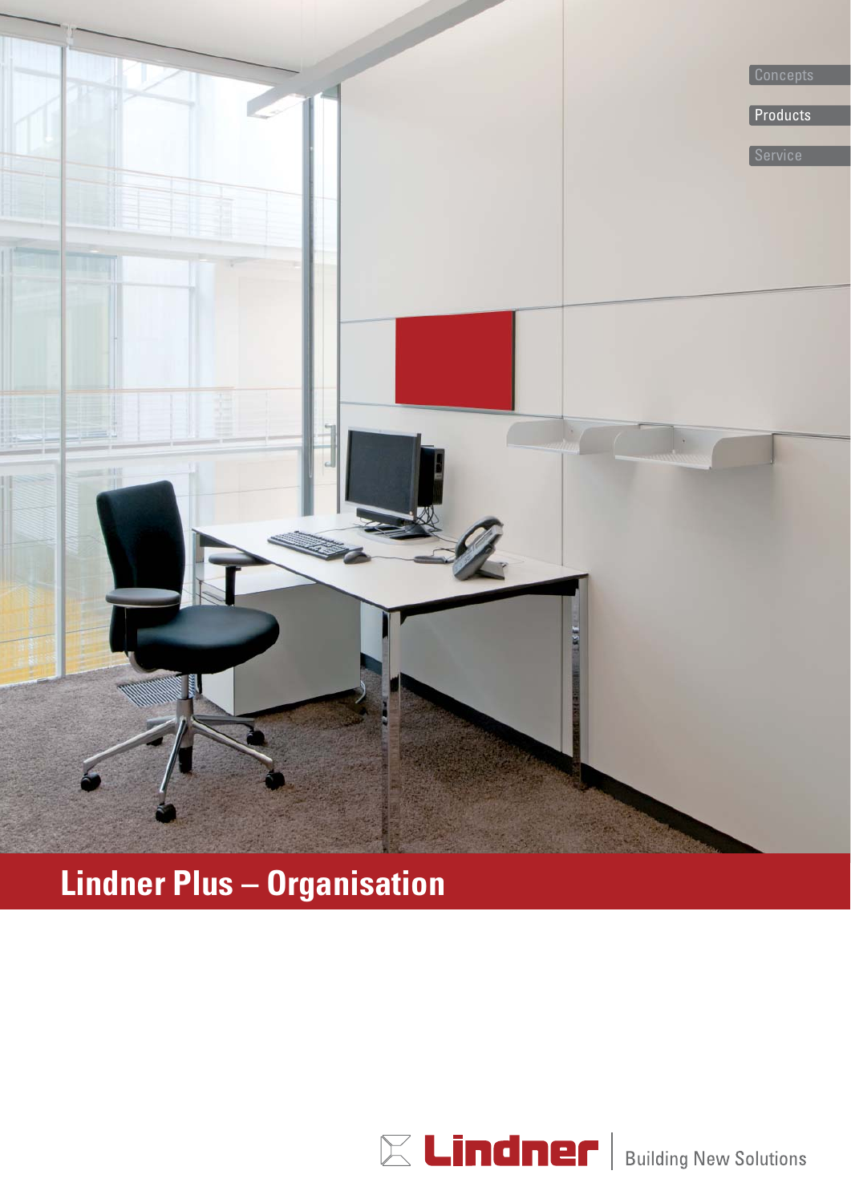Concepts

Products

Service

# Lindner Plus – Organisation

Lindner | Building New Solutions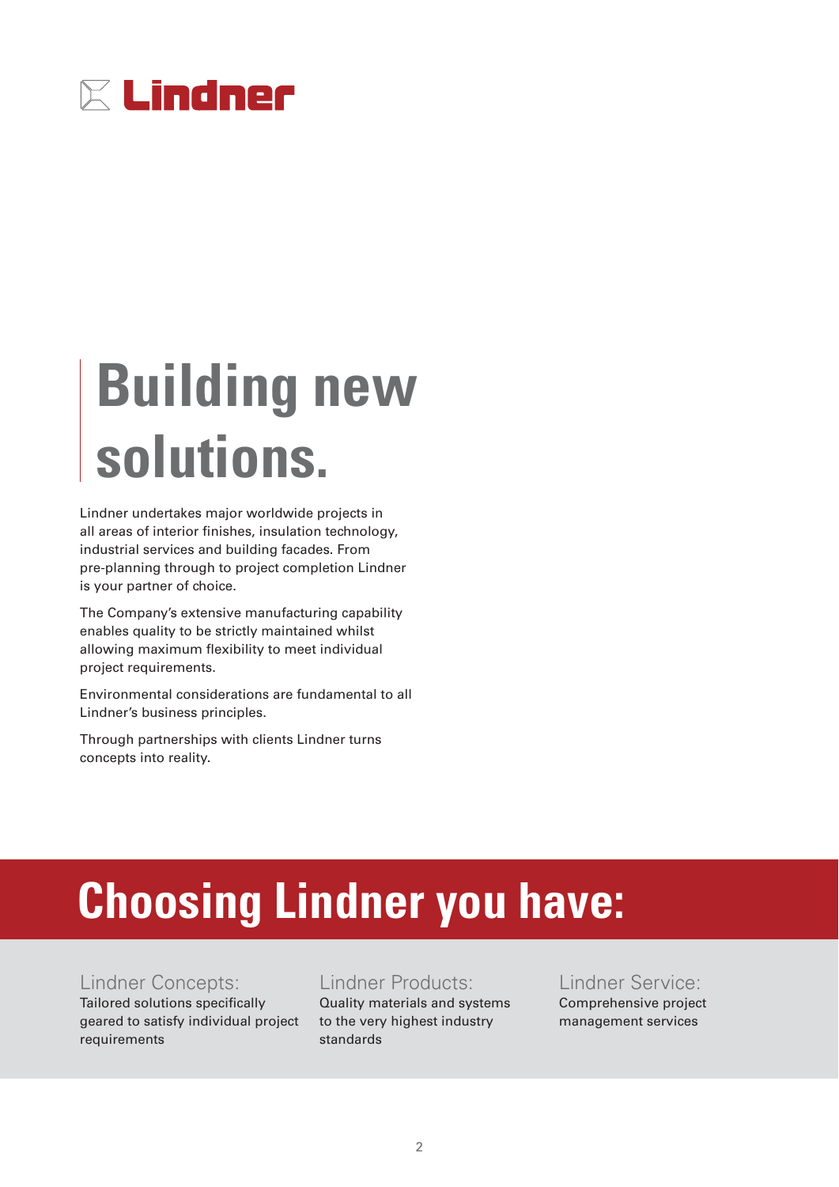Lindner

# Building new solutions.

Lindner undertakes major worldwide projects in all areas of interior finishes, insulation technology, industrial services and building facades. From pre-planning through to project completion Lindner is your partner of choice.

The Company's extensive manufacturing capability enables quality to be strictly maintained whilst allowing maximum flexibility to meet individual project requirements.

Environmental considerations are fundamental to all Lindner's business principles.

Through partnerships with clients Lindner turns concepts into reality.

## Choosing Lindner you have:

### Lindner Concepts:

Tailored solutions specifically geared to satisfy individual project requirements

### Lindner Products:

Quality materials and systems to the very highest industry standards

### Lindner Service:

Comprehensive project management services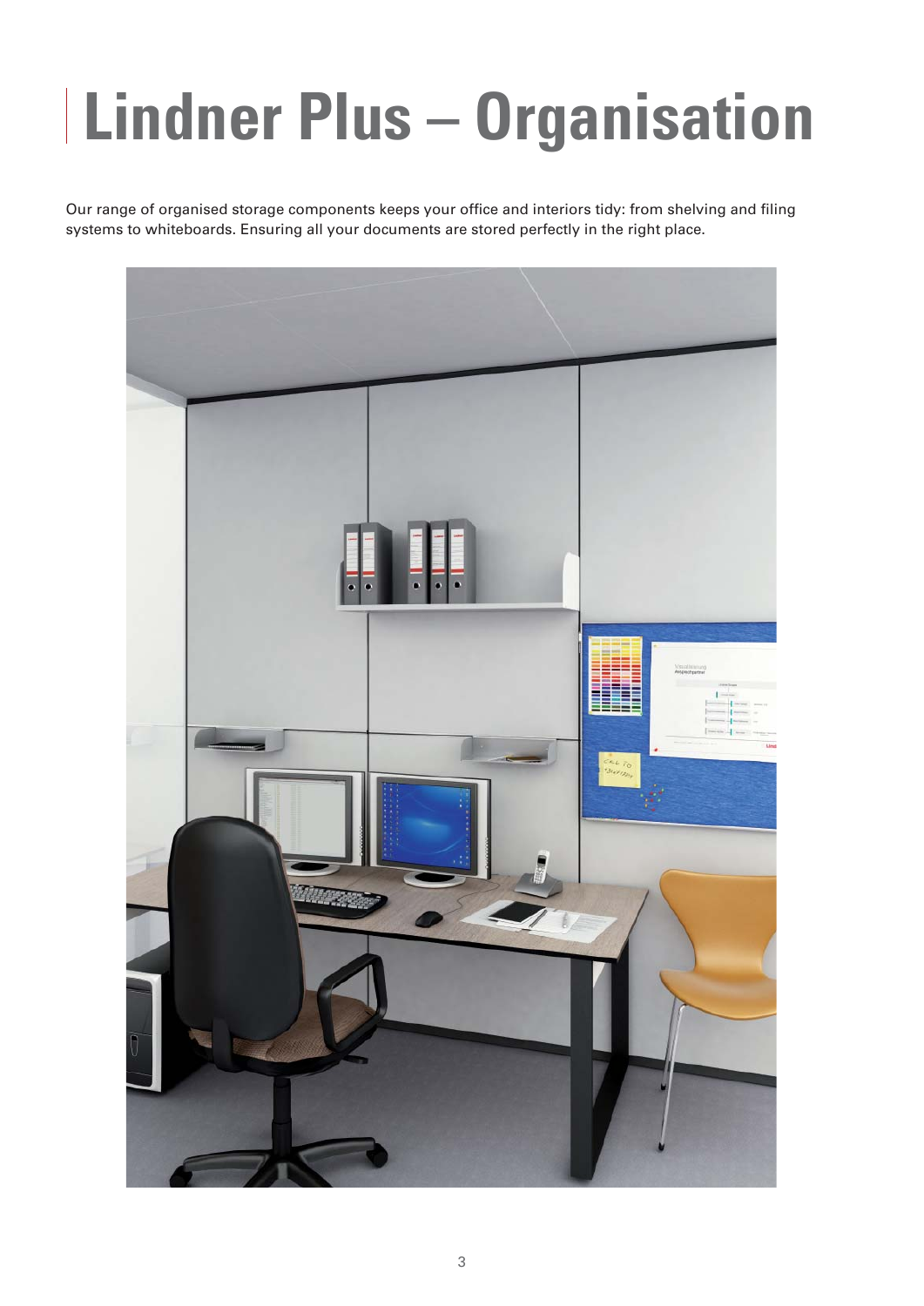# Lindner Plus – Organisation

Our range of organised storage components keeps your office and interiors tidy: from shelving and filing systems to whiteboards. Ensuring all your documents are stored perfectly in the right place.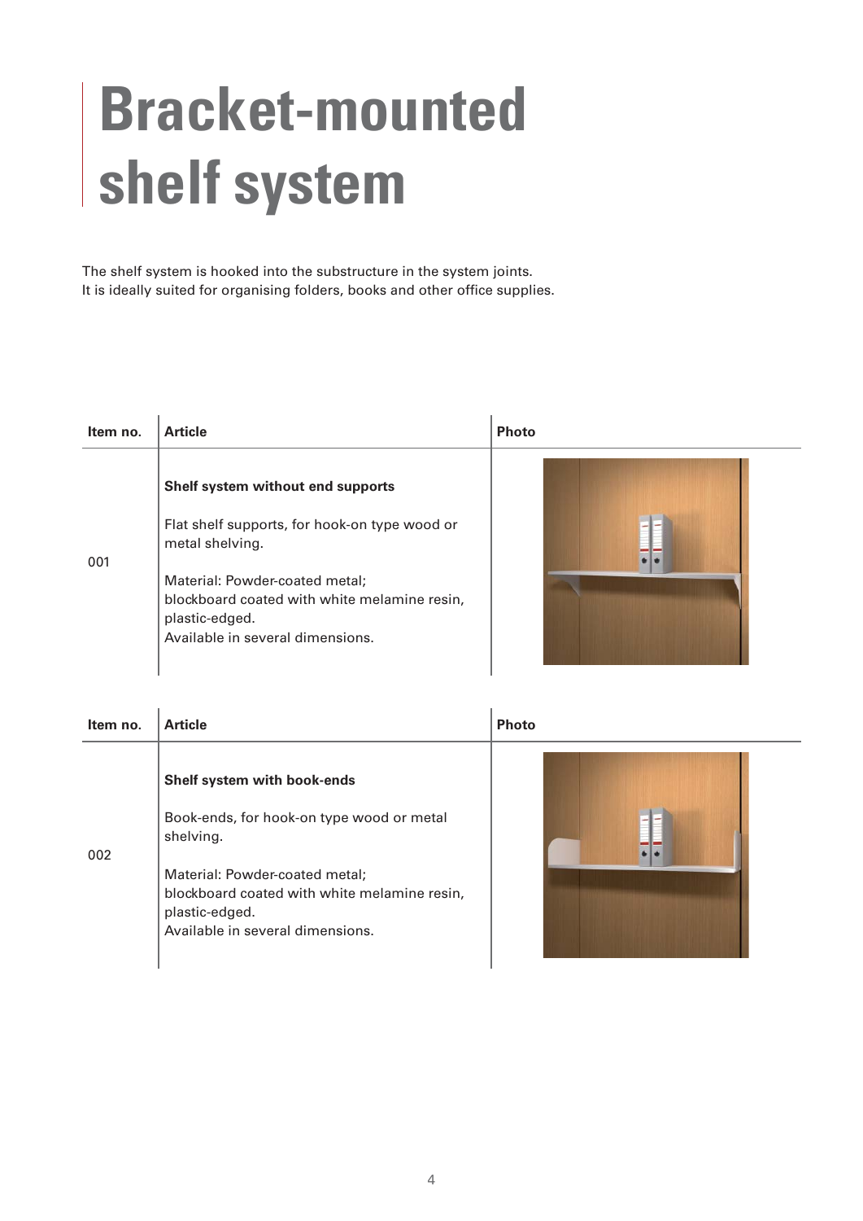# Bracket-mounted shelf system

The shelf system is hooked into the substructure in the system joints.
It is ideally suited for organising folders, books and other office supplies.

| Item no. | Article | Photo |
|---|---|---|
| 001 | **Shelf system without end supports**<br><br>Flat shelf supports, for hook-on type wood or metal shelving.<br><br>Material: Powder-coated metal;<br>blockboard coated with white melamine resin, plastic-edged.<br>Available in several dimensions. | |

| Item no. | Article | Photo |
|---|---|---|
| 002 | **Shelf system with book-ends**<br><br>Book-ends, for hook-on type wood or metal shelving.<br><br>Material: Powder-coated metal;<br>blockboard coated with white melamine resin, plastic-edged.<br>Available in several dimensions. | |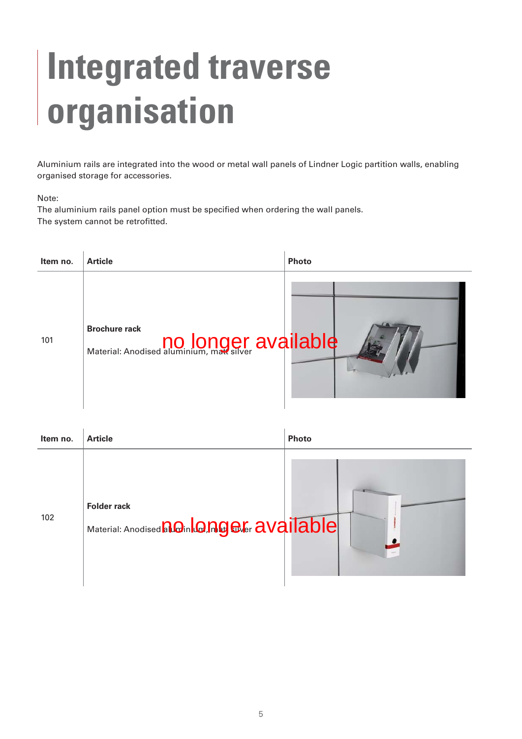# Integrated traverse organisation

Aluminium rails are integrated into the wood or metal wall panels of Lindner Logic partition walls, enabling organised storage for accessories.

Note:
The aluminium rails panel option must be specified when ordering the wall panels.
The system cannot be retrofitted.

| Item no. | Article | Photo |
|---|---|---|
| 101 | **Brochure rack**<br>Material: Anodised aluminium, matt silver<br>no longer available | |

| Item no. | Article | Photo |
|---|---|---|
| 102 | **Folder rack**<br>Material: Anodised aluminium, matt silver<br>no longer available | |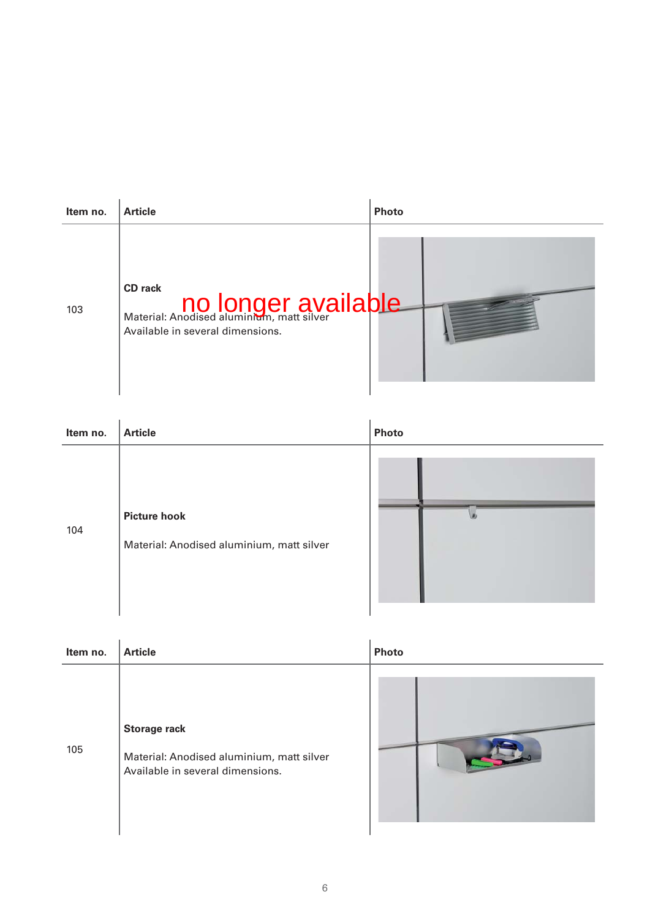| Item no. | Article | Photo |
|---|---|---|
| 103 | **CD rack** no longer available<br><br>Material: Anodised aluminium, matt silver<br>Available in several dimensions. | |

| Item no. | Article | Photo |
|---|---|---|
| 104 | **Picture hook**<br><br>Material: Anodised aluminium, matt silver | |

| Item no. | Article | Photo |
|---|---|---|
| 105 | **Storage rack**<br><br>Material: Anodised aluminium, matt silver<br>Available in several dimensions. | |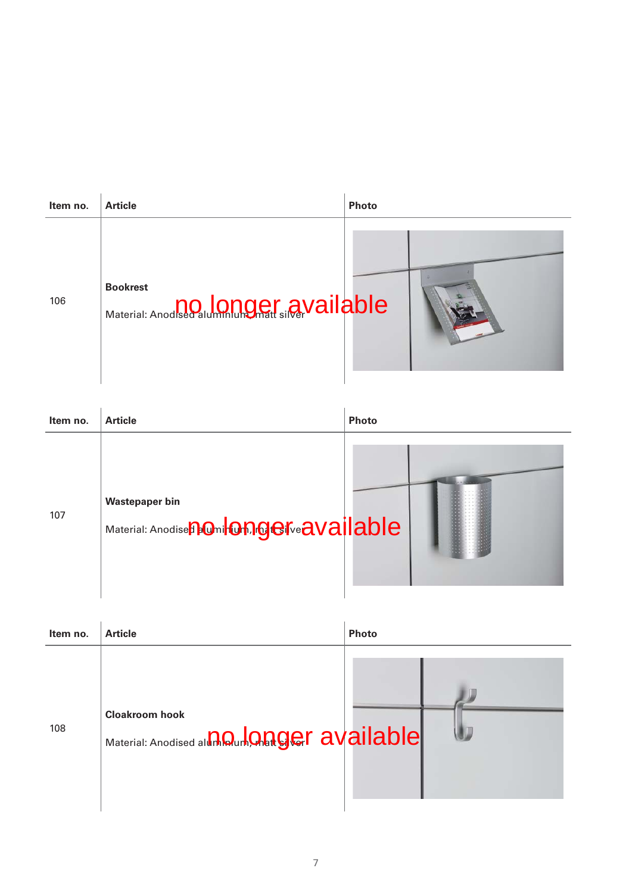| Item no. | Article | Photo |
|---|---|---|
| 106 | **Bookrest**<br>Material: Anodised aluminium, matt silver<br>no longer available | |

| Item no. | Article | Photo |
|---|---|---|
| 107 | **Wastepaper bin**<br>Material: Anodised aluminium, matt silver<br>no longer available | |

| Item no. | Article | Photo |
|---|---|---|
| 108 | **Cloakroom hook**<br>Material: Anodised aluminium, matt silver<br>no longer available | |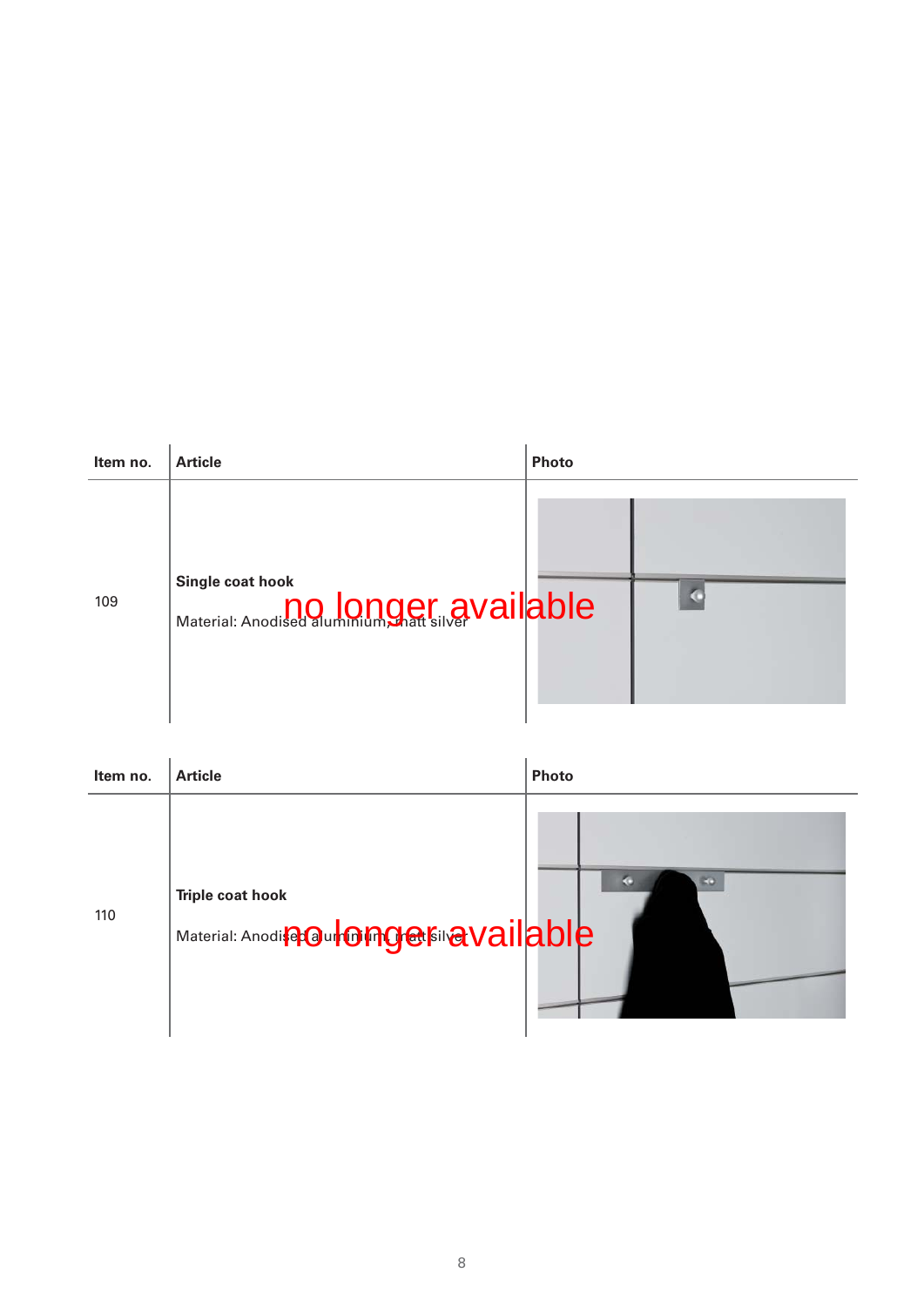| Item no. | Article | Photo |
|---|---|---|
| 109 | **Single coat hook**<br>Material: Anodised aluminium, matt silver<br>no longer available | |

| Item no. | Article | Photo |
|---|---|---|
| 110 | **Triple coat hook**<br>Material: Anodised aluminium, matt silver<br>no longer available | |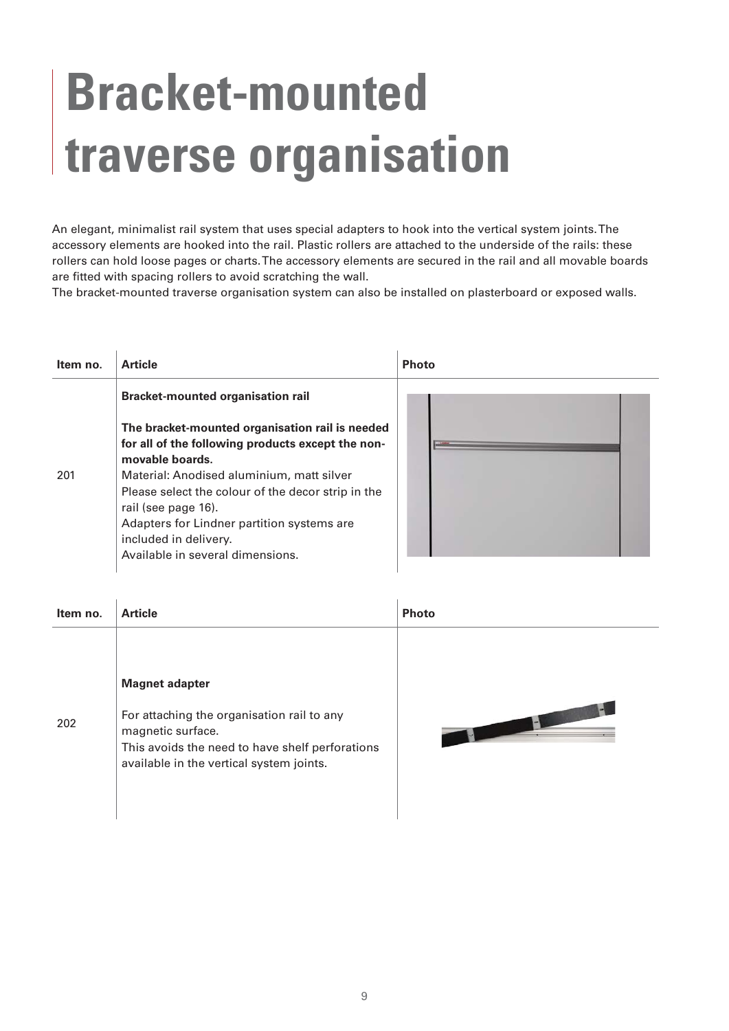# Bracket-mounted traverse organisation

An elegant, minimalist rail system that uses special adapters to hook into the vertical system joints. The accessory elements are hooked into the rail. Plastic rollers are attached to the underside of the rails: these rollers can hold loose pages or charts. The accessory elements are secured in the rail and all movable boards are fitted with spacing rollers to avoid scratching the wall.
The bracket-mounted traverse organisation system can also be installed on plasterboard or exposed walls.

| Item no. | Article | Photo |
|---|---|---|
| 201 | **Bracket-mounted organisation rail**<br><br>**The bracket-mounted organisation rail is needed for all of the following products except the non-movable boards.**<br>Material: Anodised aluminium, matt silver<br>Please select the colour of the decor strip in the rail (see page 16).<br>Adapters for Lindner partition systems are included in delivery.<br>Available in several dimensions. | |

| Item no. | Article | Photo |
|---|---|---|
| 202 | **Magnet adapter**<br><br>For attaching the organisation rail to any magnetic surface.<br>This avoids the need to have shelf perforations available in the vertical system joints. | |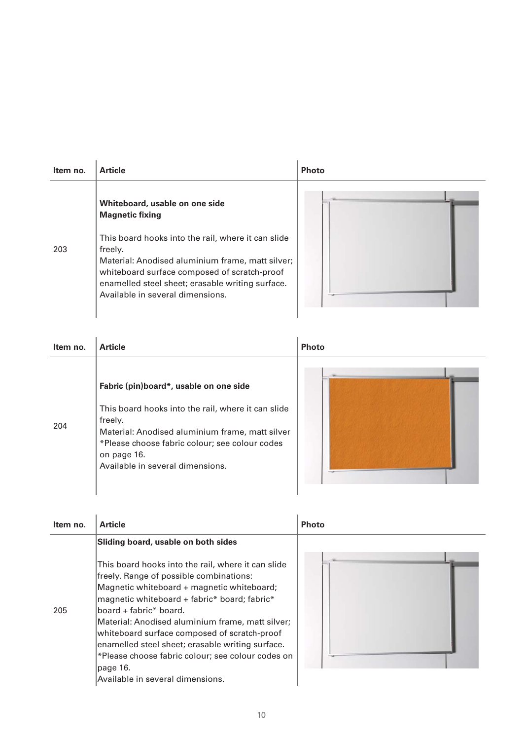| Item no. | Article | Photo |
| --- | --- | --- |
| 203 | **Whiteboard, usable on one side**<br>**Magnetic fixing**<br><br>This board hooks into the rail, where it can slide freely.<br>Material: Anodised aluminium frame, matt silver; whiteboard surface composed of scratch-proof enamelled steel sheet; erasable writing surface.<br>Available in several dimensions. | |

| Item no. | Article | Photo |
| --- | --- | --- |
| 204 | **Fabric (pin)board*, usable on one side**<br><br>This board hooks into the rail, where it can slide freely.<br>Material: Anodised aluminium frame, matt silver<br>*Please choose fabric colour; see colour codes on page 16.<br>Available in several dimensions. | |

| Item no. | Article | Photo |
| --- | --- | --- |
| 205 | **Sliding board, usable on both sides**<br><br>This board hooks into the rail, where it can slide freely. Range of possible combinations: Magnetic whiteboard + magnetic whiteboard; magnetic whiteboard + fabric* board; fabric* board + fabric* board.<br>Material: Anodised aluminium frame, matt silver; whiteboard surface composed of scratch-proof enamelled steel sheet; erasable writing surface.<br>*Please choose fabric colour; see colour codes on page 16.<br>Available in several dimensions. | |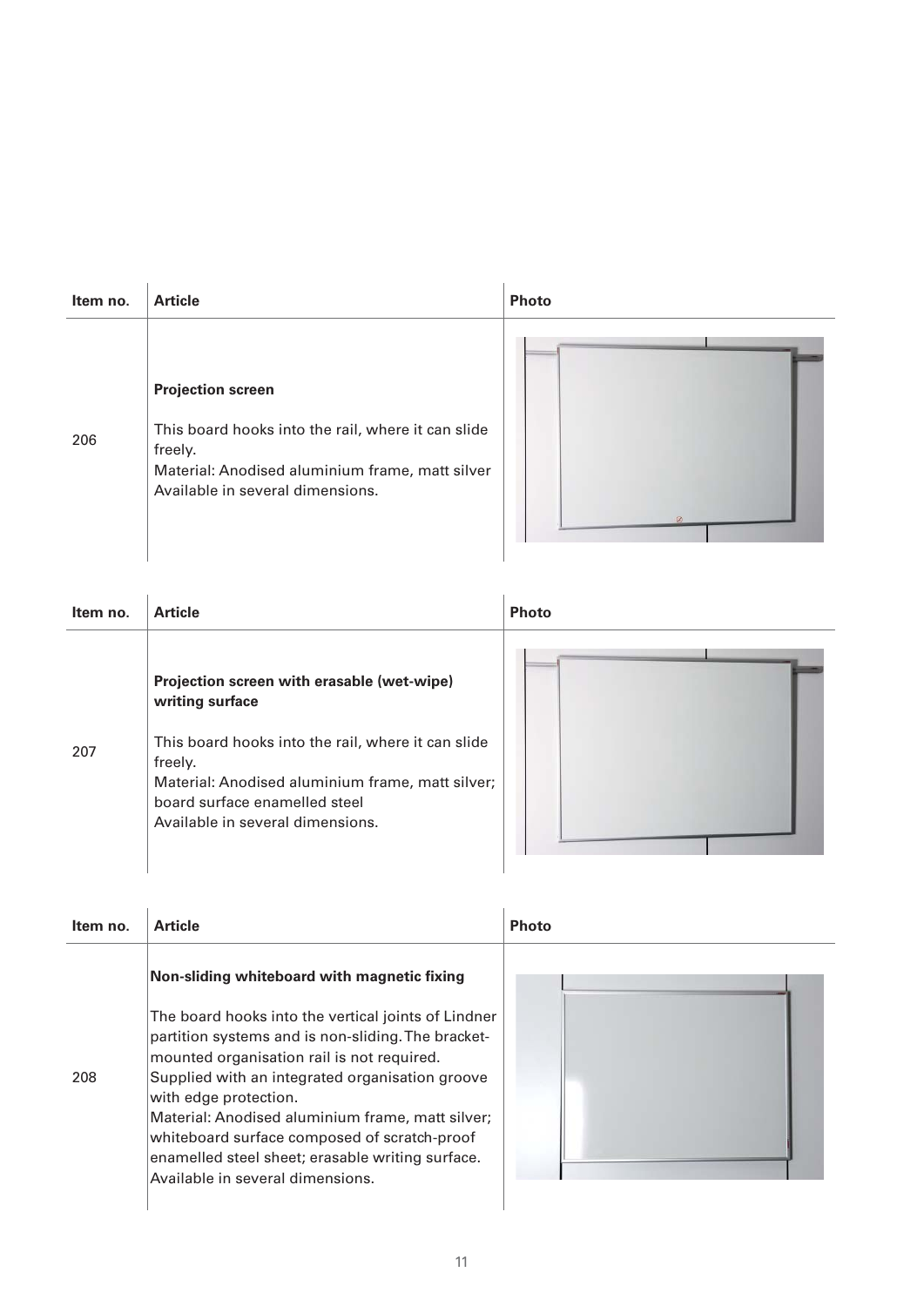| Item no. | Article | Photo |
| --- | --- | --- |
| 206 | **Projection screen**<br><br>This board hooks into the rail, where it can slide freely.<br>Material: Anodised aluminium frame, matt silver<br>Available in several dimensions. | |

| Item no. | Article | Photo |
| --- | --- | --- |
| 207 | **Projection screen with erasable (wet-wipe) writing surface**<br><br>This board hooks into the rail, where it can slide freely.<br>Material: Anodised aluminium frame, matt silver; board surface enamelled steel<br>Available in several dimensions. | |

| Item no. | Article | Photo |
| --- | --- | --- |
| 208 | **Non-sliding whiteboard with magnetic fixing**<br><br>The board hooks into the vertical joints of Lindner partition systems and is non-sliding. The bracket-mounted organisation rail is not required.<br>Supplied with an integrated organisation groove with edge protection.<br>Material: Anodised aluminium frame, matt silver; whiteboard surface composed of scratch-proof enamelled steel sheet; erasable writing surface.<br>Available in several dimensions. | |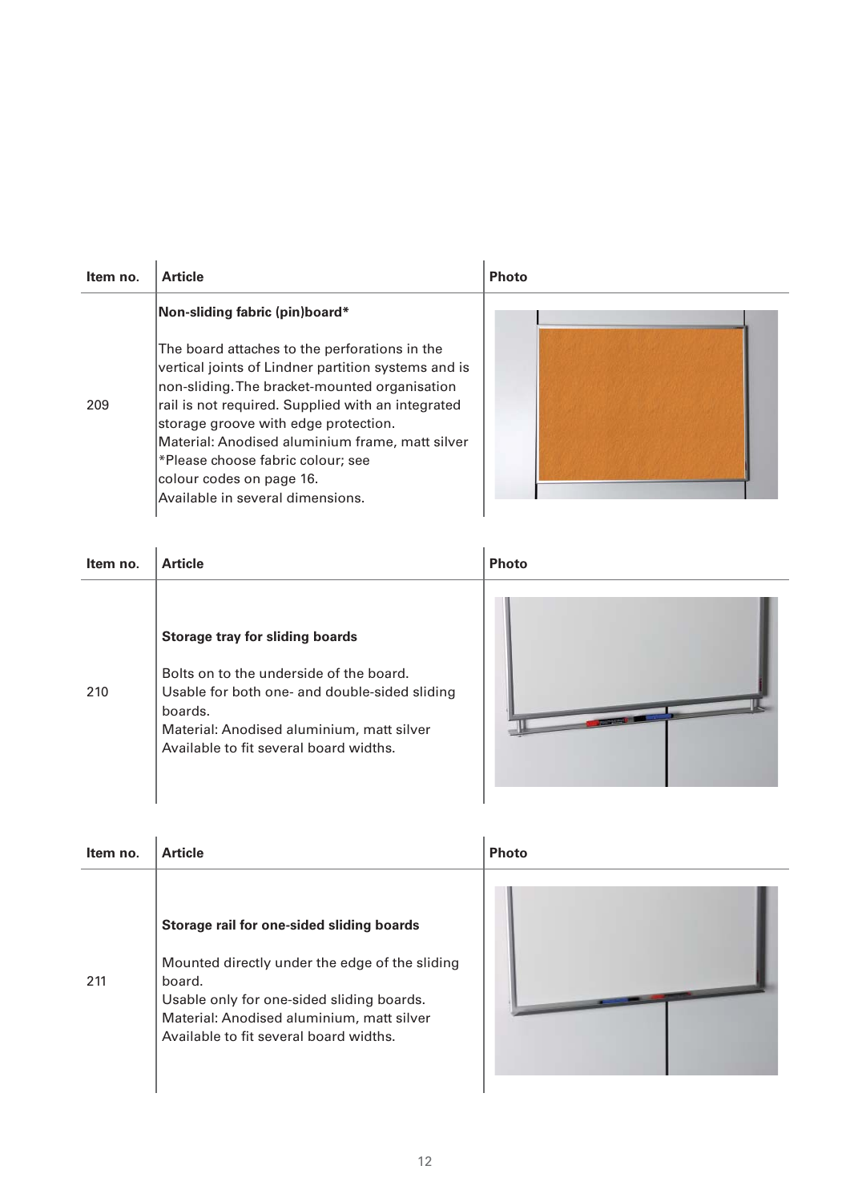| Item no. | Article | Photo |
| --- | --- | --- |
| 209 | **Non-sliding fabric (pin)board***<br><br>The board attaches to the perforations in the vertical joints of Lindner partition systems and is non-sliding. The bracket-mounted organisation rail is not required. Supplied with an integrated storage groove with edge protection.<br>Material: Anodised aluminium frame, matt silver<br>*Please choose fabric colour; see colour codes on page 16.<br>Available in several dimensions. | |

| Item no. | Article | Photo |
| --- | --- | --- |
| 210 | **Storage tray for sliding boards**<br><br>Bolts on to the underside of the board.<br>Usable for both one- and double-sided sliding boards.<br>Material: Anodised aluminium, matt silver<br>Available to fit several board widths. | |

| Item no. | Article | Photo |
| --- | --- | --- |
| 211 | **Storage rail for one-sided sliding boards**<br><br>Mounted directly under the edge of the sliding board.<br>Usable only for one-sided sliding boards.<br>Material: Anodised aluminium, matt silver<br>Available to fit several board widths. | |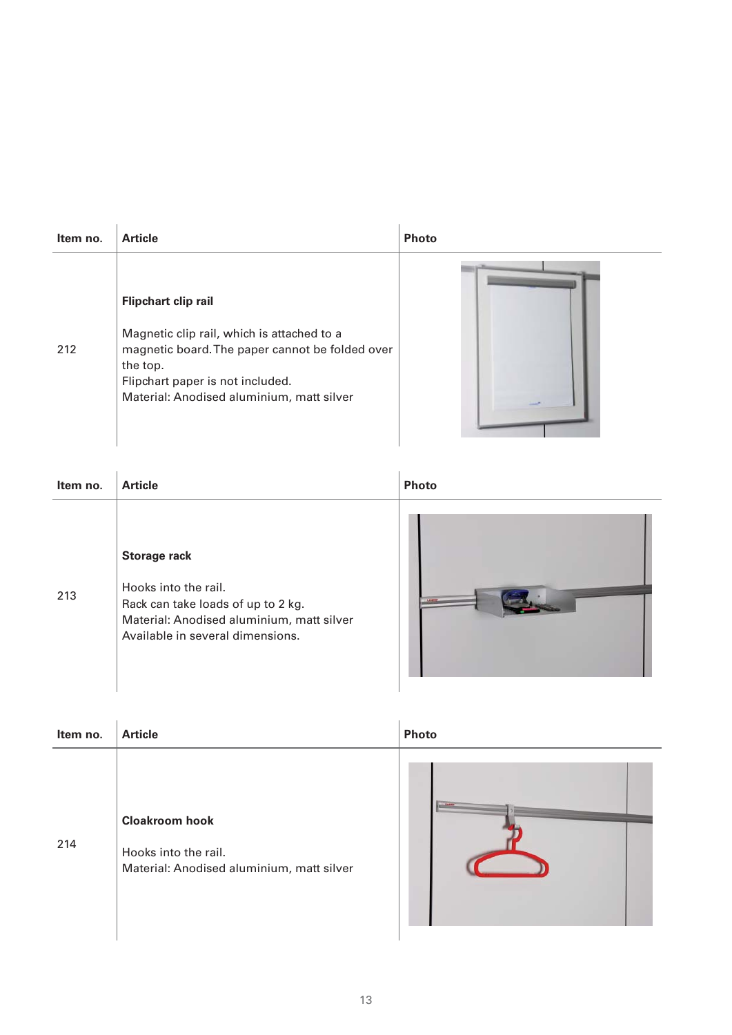| Item no. | Article | Photo |
| --- | --- | --- |
| 212 | **Flipchart clip rail**<br><br>Magnetic clip rail, which is attached to a magnetic board. The paper cannot be folded over the top.<br>Flipchart paper is not included.<br>Material: Anodised aluminium, matt silver | |

| Item no. | Article | Photo |
| --- | --- | --- |
| 213 | **Storage rack**<br><br>Hooks into the rail.<br>Rack can take loads of up to 2 kg.<br>Material: Anodised aluminium, matt silver<br>Available in several dimensions. | |

| Item no. | Article | Photo |
| --- | --- | --- |
| 214 | **Cloakroom hook**<br><br>Hooks into the rail.<br>Material: Anodised aluminium, matt silver | |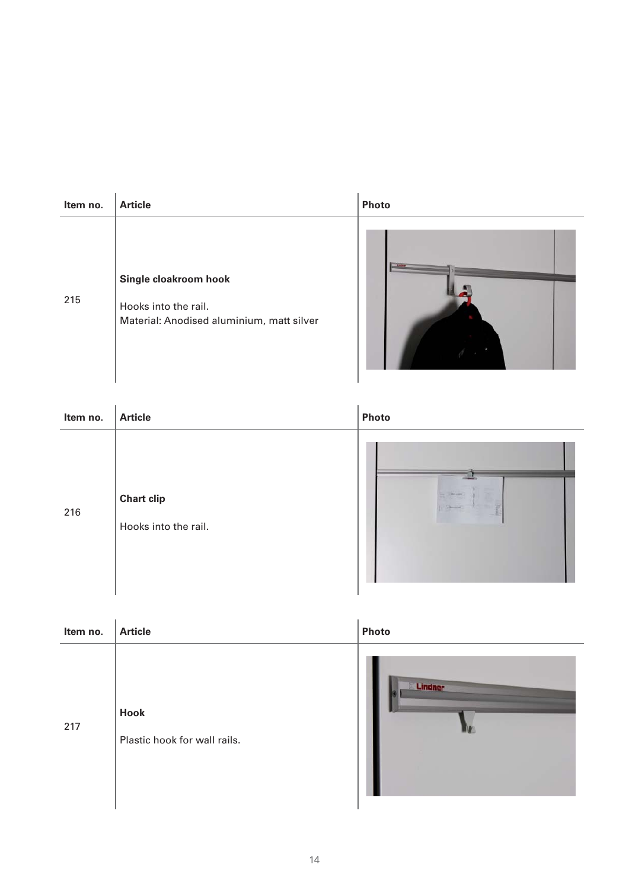| Item no. | Article | Photo |
|---|---|---|
| 215 | **Single cloakroom hook**<br><br>Hooks into the rail.<br>Material: Anodised aluminium, matt silver | |

| Item no. | Article | Photo |
|---|---|---|
| 216 | **Chart clip**<br><br>Hooks into the rail. | |

| Item no. | Article | Photo |
|---|---|---|
| 217 | **Hook**<br><br>Plastic hook for wall rails. | |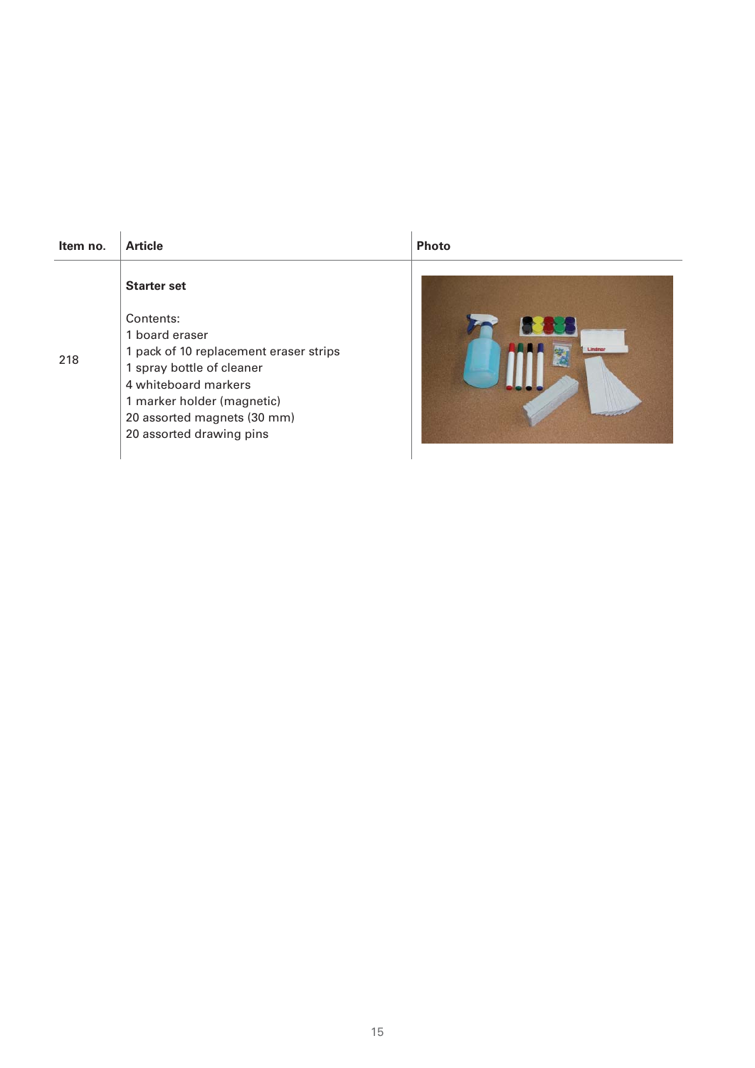| Item no. | Article | Photo |
| --- | --- | --- |
| 218 | **Starter set**<br><br>Contents:<br>1 board eraser<br>1 pack of 10 replacement eraser strips<br>1 spray bottle of cleaner<br>4 whiteboard markers<br>1 marker holder (magnetic)<br>20 assorted magnets (30 mm)<br>20 assorted drawing pins | |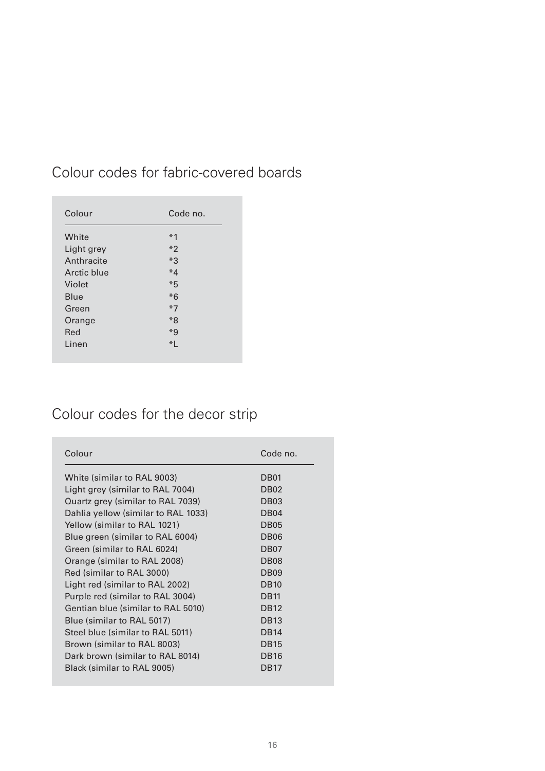## Colour codes for fabric-covered boards

| Colour | Code no. |
|---|---|
| White | *1 |
| Light grey | *2 |
| Anthracite | *3 |
| Arctic blue | *4 |
| Violet | *5 |
| Blue | *6 |
| Green | *7 |
| Orange | *8 |
| Red | *9 |
| Linen | *L |

## Colour codes for the decor strip

| Colour | Code no. |
|---|---|
| White (similar to RAL 9003) | DB01 |
| Light grey (similar to RAL 7004) | DB02 |
| Quartz grey (similar to RAL 7039) | DB03 |
| Dahlia yellow (similar to RAL 1033) | DB04 |
| Yellow (similar to RAL 1021) | DB05 |
| Blue green (similar to RAL 6004) | DB06 |
| Green (similar to RAL 6024) | DB07 |
| Orange (similar to RAL 2008) | DB08 |
| Red (similar to RAL 3000) | DB09 |
| Light red (similar to RAL 2002) | DB10 |
| Purple red (similar to RAL 3004) | DB11 |
| Gentian blue (similar to RAL 5010) | DB12 |
| Blue (similar to RAL 5017) | DB13 |
| Steel blue (similar to RAL 5011) | DB14 |
| Brown (similar to RAL 8003) | DB15 |
| Dark brown (similar to RAL 8014) | DB16 |
| Black (similar to RAL 9005) | DB17 |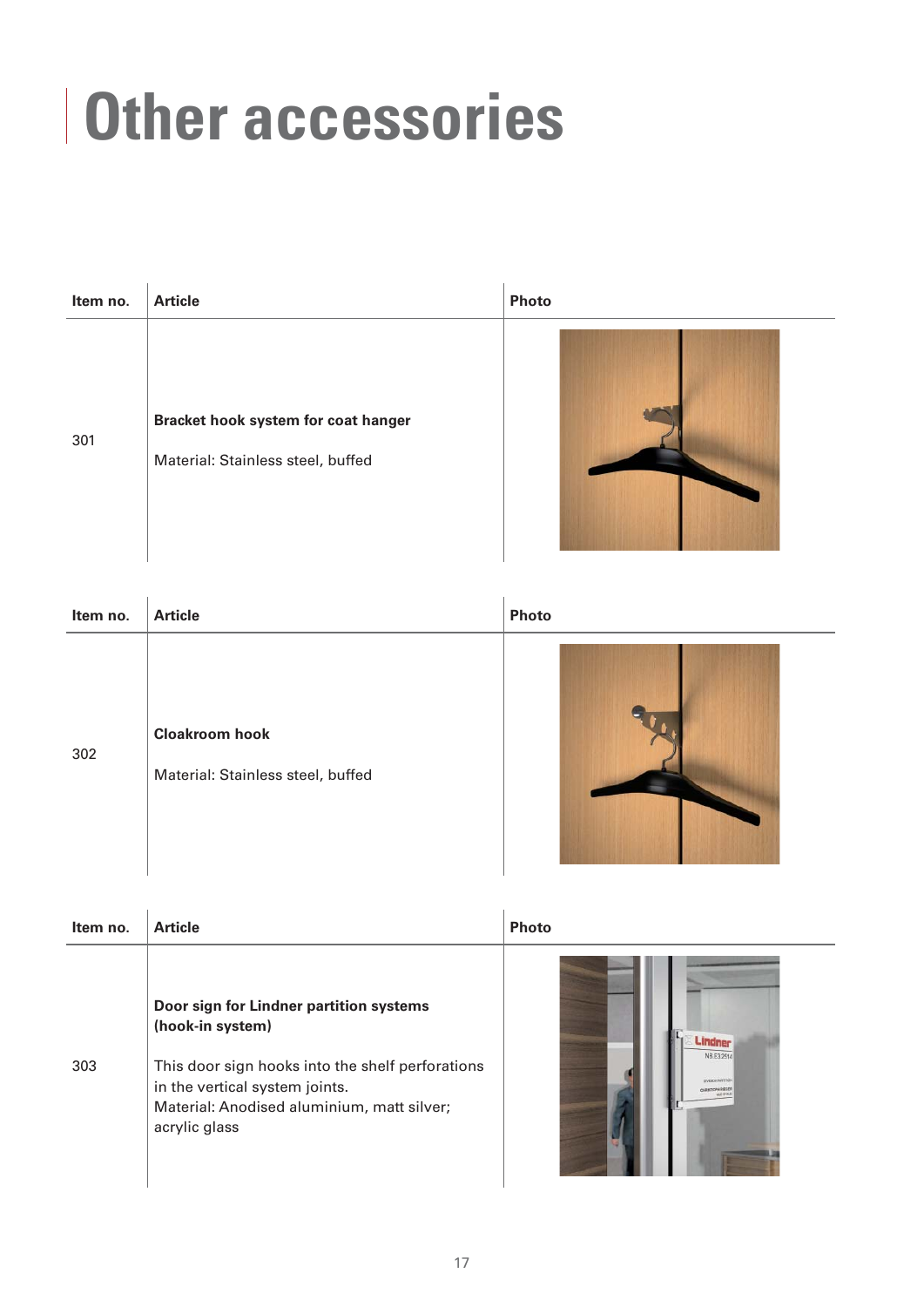# Other accessories

| Item no. | Article | Photo |
|---|---|---|
| 301 | **Bracket hook system for coat hanger**<br><br>Material: Stainless steel, buffed | |

| Item no. | Article | Photo |
|---|---|---|
| 302 | **Cloakroom hook**<br><br>Material: Stainless steel, buffed | |

| Item no. | Article | Photo |
|---|---|---|
| 303 | **Door sign for Lindner partition systems (hook-in system)**<br><br>This door sign hooks into the shelf perforations in the vertical system joints.<br>Material: Anodised aluminium, matt silver; acrylic glass | |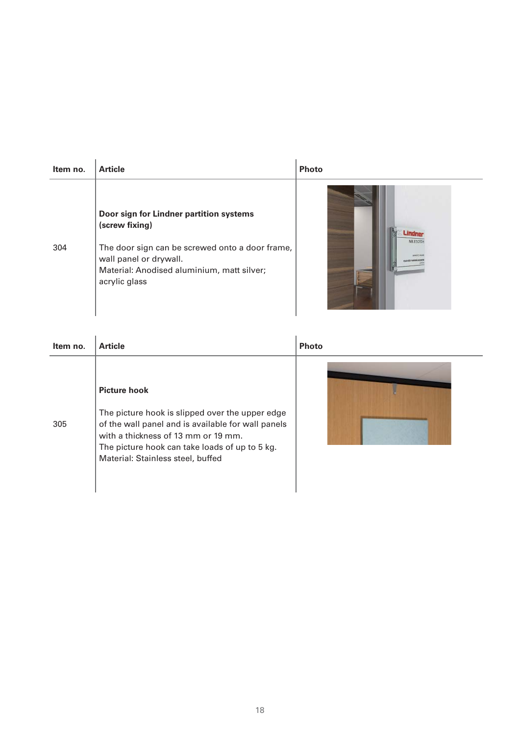| Item no. | Article | Photo |
| --- | --- | --- |
| 304 | **Door sign for Lindner partition systems (screw fixing)**<br><br>The door sign can be screwed onto a door frame, wall panel or drywall.<br>Material: Anodised aluminium, matt silver; acrylic glass | |

| Item no. | Article | Photo |
| --- | --- | --- |
| 305 | **Picture hook**<br><br>The picture hook is slipped over the upper edge of the wall panel and is available for wall panels with a thickness of 13 mm or 19 mm.<br>The picture hook can take loads of up to 5 kg.<br>Material: Stainless steel, buffed | |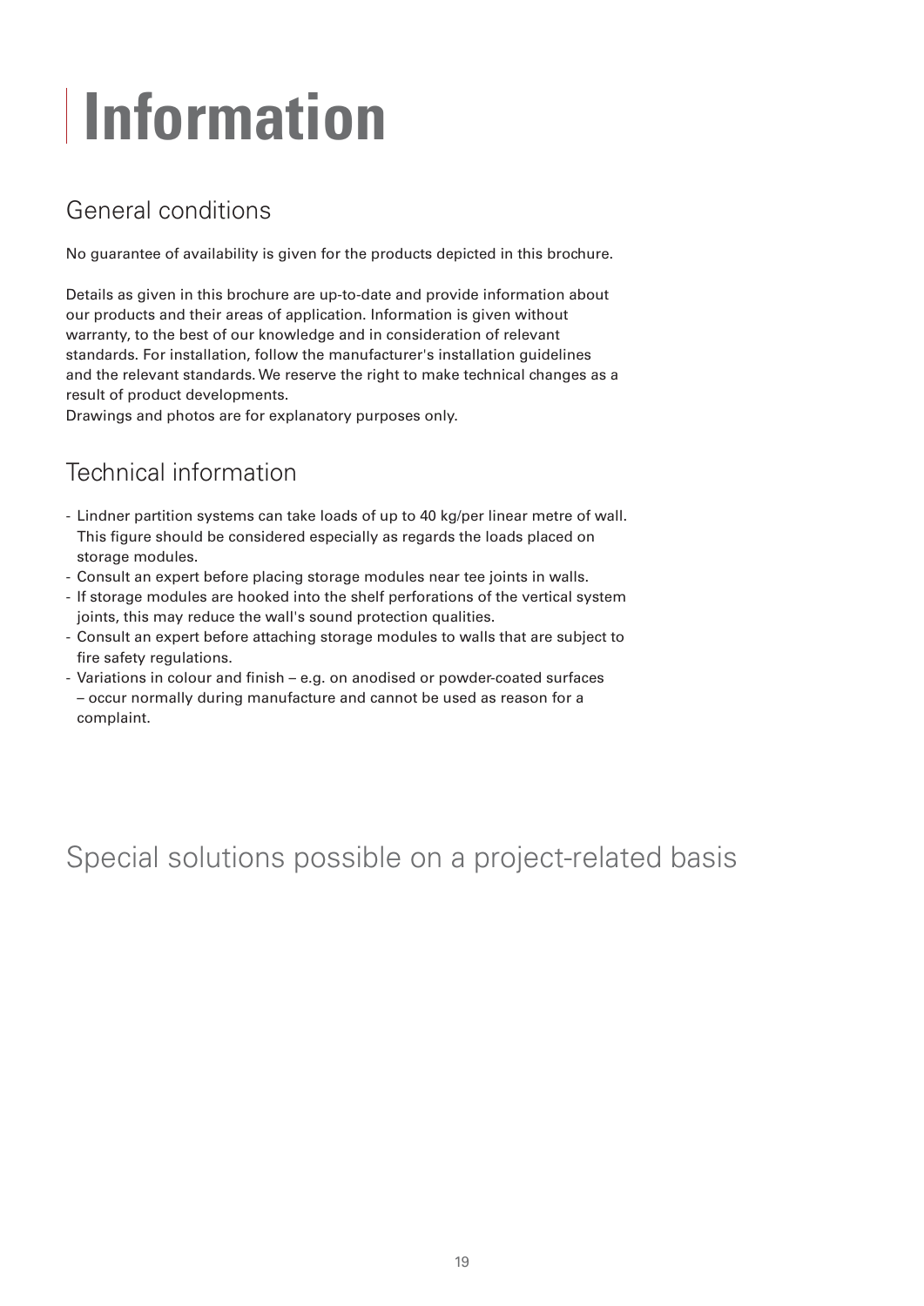# Information

## General conditions

No guarantee of availability is given for the products depicted in this brochure.

Details as given in this brochure are up-to-date and provide information about our products and their areas of application. Information is given without warranty, to the best of our knowledge and in consideration of relevant standards. For installation, follow the manufacturer's installation guidelines and the relevant standards. We reserve the right to make technical changes as a result of product developments.
Drawings and photos are for explanatory purposes only.

## Technical information

- Lindner partition systems can take loads of up to 40 kg/per linear metre of wall. This figure should be considered especially as regards the loads placed on storage modules.
- Consult an expert before placing storage modules near tee joints in walls.
- If storage modules are hooked into the shelf perforations of the vertical system joints, this may reduce the wall's sound protection qualities.
- Consult an expert before attaching storage modules to walls that are subject to fire safety regulations.
- Variations in colour and finish – e.g. on anodised or powder-coated surfaces – occur normally during manufacture and cannot be used as reason for a complaint.

## Special solutions possible on a project-related basis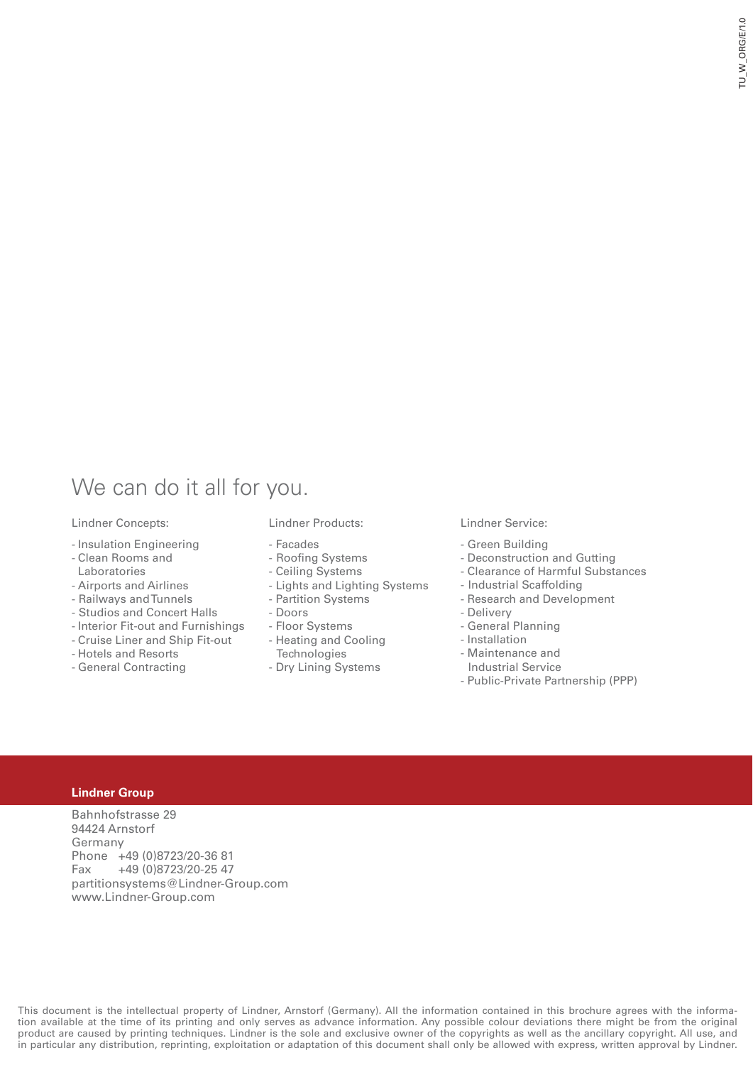TU_W_ORG/E/1.0

# We can do it all for you.

Lindner Concepts:

- Insulation Engineering
- Clean Rooms and Laboratories
- Airports and Airlines
- Railways and Tunnels
- Studios and Concert Halls
- Interior Fit-out and Furnishings
- Cruise Liner and Ship Fit-out
- Hotels and Resorts
- General Contracting

Lindner Products:

- Facades
- Roofing Systems
- Ceiling Systems
- Lights and Lighting Systems
- Partition Systems
- Doors
- Floor Systems
- Heating and Cooling Technologies
- Dry Lining Systems

Lindner Service:

- Green Building
- Deconstruction and Gutting
- Clearance of Harmful Substances
- Industrial Scaffolding
- Research and Development
- Delivery
- General Planning
- Installation
- Maintenance and Industrial Service
- Public-Private Partnership (PPP)

**Lindner Group**

Bahnhofstrasse 29
94424 Arnstorf
Germany
Phone +49 (0)8723/20-36 81
Fax +49 (0)8723/20-25 47
partitionsystems@Lindner-Group.com
www.Lindner-Group.com

This document is the intellectual property of Lindner, Arnstorf (Germany). All the information contained in this brochure agrees with the information available at the time of its printing and only serves as advance information. Any possible colour deviations there might be from the original product are caused by printing techniques. Lindner is the sole and exclusive owner of the copyrights as well as the ancillary copyright. All use, and in particular any distribution, reprinting, exploitation or adaptation of this document shall only be allowed with express, written approval by Lindner.